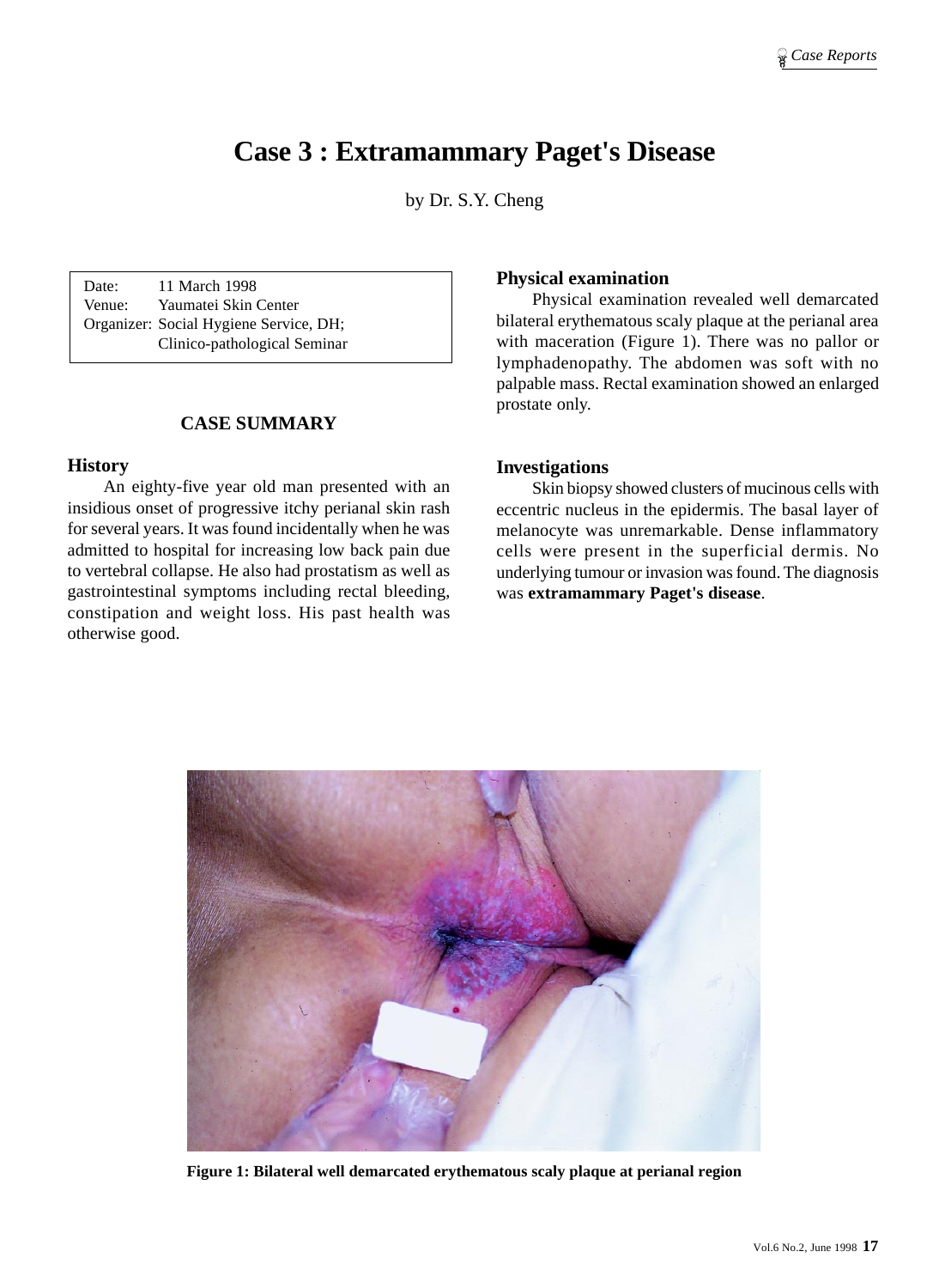# Case 3 : Extramammary Paget's Disease

by Dr. S.Y. Cheng

Date: 11 March 1998
Venue: Yaumatei Skin Center
Organizer: Social Hygiene Service, DH; Clinico-pathological Seminar

## CASE SUMMARY

### History

An eighty-five year old man presented with an insidious onset of progressive itchy perianal skin rash for several years. It was found incidentally when he was admitted to hospital for increasing low back pain due to vertebral collapse. He also had prostatism as well as gastrointestinal symptoms including rectal bleeding, constipation and weight loss. His past health was otherwise good.

### Physical examination

Physical examination revealed well demarcated bilateral erythematous scaly plaque at the perianal area with maceration (Figure 1). There was no pallor or lymphadenopathy. The abdomen was soft with no palpable mass. Rectal examination showed an enlarged prostate only.

### Investigations

Skin biopsy showed clusters of mucinous cells with eccentric nucleus in the epidermis. The basal layer of melanocyte was unremarkable. Dense inflammatory cells were present in the superficial dermis. No underlying tumour or invasion was found. The diagnosis was **extramammary Paget's disease**.

**Figure 1: Bilateral well demarcated erythematous scaly plaque at perianal region**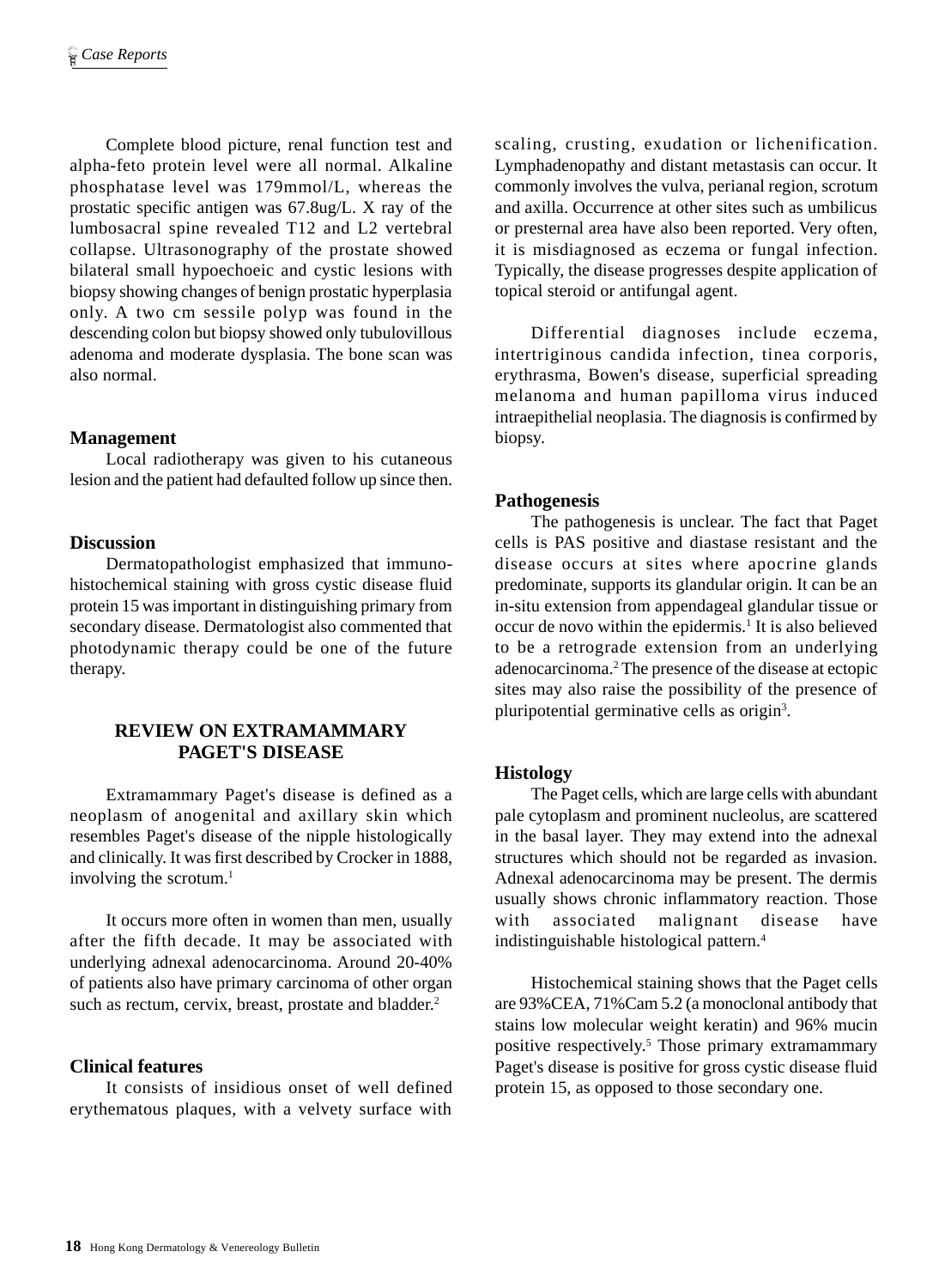Complete blood picture, renal function test and alpha-feto protein level were all normal. Alkaline phosphatase level was 179mmol/L, whereas the prostatic specific antigen was 67.8ug/L. X ray of the lumbosacral spine revealed T12 and L2 vertebral collapse. Ultrasonography of the prostate showed bilateral small hypoechoeic and cystic lesions with biopsy showing changes of benign prostatic hyperplasia only. A two cm sessile polyp was found in the descending colon but biopsy showed only tubulovillous adenoma and moderate dysplasia. The bone scan was also normal.

### Management

Local radiotherapy was given to his cutaneous lesion and the patient had defaulted follow up since then.

### Discussion

Dermatopathologist emphasized that immuno-histochemical staining with gross cystic disease fluid protein 15 was important in distinguishing primary from secondary disease. Dermatologist also commented that photodynamic therapy could be one of the future therapy.

## REVIEW ON EXTRAMAMMARY PAGET'S DISEASE

Extramammary Paget's disease is defined as a neoplasm of anogenital and axillary skin which resembles Paget's disease of the nipple histologically and clinically. It was first described by Crocker in 1888, involving the scrotum.[1]

It occurs more often in women than men, usually after the fifth decade. It may be associated with underlying adnexal adenocarcinoma. Around 20-40% of patients also have primary carcinoma of other organ such as rectum, cervix, breast, prostate and bladder.[2]

### Clinical features

It consists of insidious onset of well defined erythematous plaques, with a velvety surface with scaling, crusting, exudation or lichenification. Lymphadenopathy and distant metastasis can occur. It commonly involves the vulva, perianal region, scrotum and axilla. Occurrence at other sites such as umbilicus or presternal area have also been reported. Very often, it is misdiagnosed as eczema or fungal infection. Typically, the disease progresses despite application of topical steroid or antifungal agent.

Differential diagnoses include eczema, intertriginous candida infection, tinea corporis, erythrasma, Bowen's disease, superficial spreading melanoma and human papilloma virus induced intraepithelial neoplasia. The diagnosis is confirmed by biopsy.

### Pathogenesis

The pathogenesis is unclear. The fact that Paget cells is PAS positive and diastase resistant and the disease occurs at sites where apocrine glands predominate, supports its glandular origin. It can be an in-situ extension from appendageal glandular tissue or occur de novo within the epidermis.[1] It is also believed to be a retrograde extension from an underlying adenocarcinoma.[2] The presence of the disease at ectopic sites may also raise the possibility of the presence of pluripotential germinative cells as origin[3].

### Histology

The Paget cells, which are large cells with abundant pale cytoplasm and prominent nucleolus, are scattered in the basal layer. They may extend into the adnexal structures which should not be regarded as invasion. Adnexal adenocarcinoma may be present. The dermis usually shows chronic inflammatory reaction. Those with associated malignant disease have indistinguishable histological pattern.[4]

Histochemical staining shows that the Paget cells are 93%CEA, 71%Cam 5.2 (a monoclonal antibody that stains low molecular weight keratin) and 96% mucin positive respectively.[5] Those primary extramammary Paget's disease is positive for gross cystic disease fluid protein 15, as opposed to those secondary one.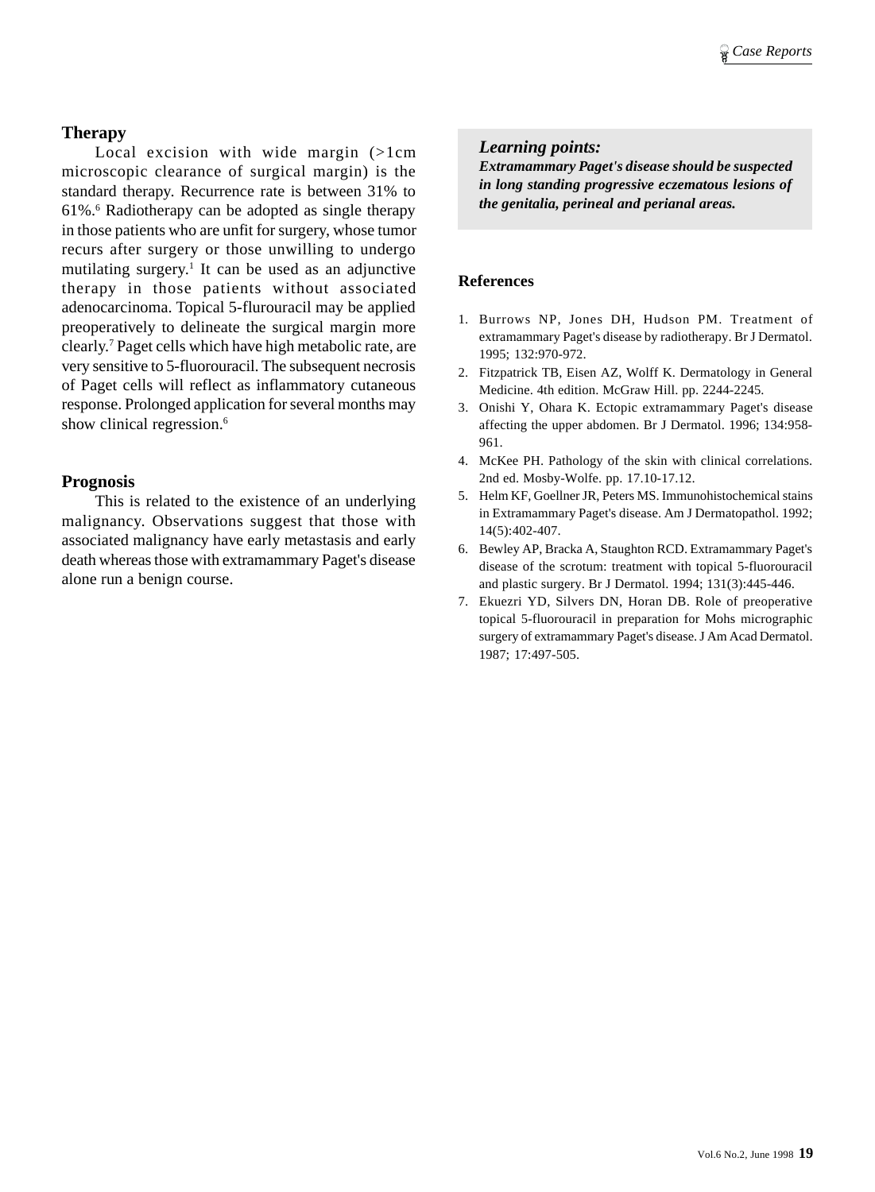## Therapy

Local excision with wide margin (>1cm microscopic clearance of surgical margin) is the standard therapy. Recurrence rate is between 31% to 61%.[6] Radiotherapy can be adopted as single therapy in those patients who are unfit for surgery, whose tumor recurs after surgery or those unwilling to undergo mutilating surgery.[1] It can be used as an adjunctive therapy in those patients without associated adenocarcinoma. Topical 5-flurouracil may be applied preoperatively to delineate the surgical margin more clearly.[7] Paget cells which have high metabolic rate, are very sensitive to 5-fluorouracil. The subsequent necrosis of Paget cells will reflect as inflammatory cutaneous response. Prolonged application for several months may show clinical regression.[6]

## Prognosis

This is related to the existence of an underlying malignancy. Observations suggest that those with associated malignancy have early metastasis and early death whereas those with extramammary Paget's disease alone run a benign course.

> ***Learning points:***
> ***Extramammary Paget's disease should be suspected in long standing progressive eczematous lesions of the genitalia, perineal and perianal areas.***

## References

1. Burrows NP, Jones DH, Hudson PM. Treatment of extramammary Paget's disease by radiotherapy. Br J Dermatol. 1995; 132:970-972.
2. Fitzpatrick TB, Eisen AZ, Wolff K. Dermatology in General Medicine. 4th edition. McGraw Hill. pp. 2244-2245.
3. Onishi Y, Ohara K. Ectopic extramammary Paget's disease affecting the upper abdomen. Br J Dermatol. 1996; 134:958-961.
4. McKee PH. Pathology of the skin with clinical correlations. 2nd ed. Mosby-Wolfe. pp. 17.10-17.12.
5. Helm KF, Goellner JR, Peters MS. Immunohistochemical stains in Extramammary Paget's disease. Am J Dermatopathol. 1992; 14(5):402-407.
6. Bewley AP, Bracka A, Staughton RCD. Extramammary Paget's disease of the scrotum: treatment with topical 5-fluorouracil and plastic surgery. Br J Dermatol. 1994; 131(3):445-446.
7. Ekuezri YD, Silvers DN, Horan DB. Role of preoperative topical 5-fluorouracil in preparation for Mohs micrographic surgery of extramammary Paget's disease. J Am Acad Dermatol. 1987; 17:497-505.